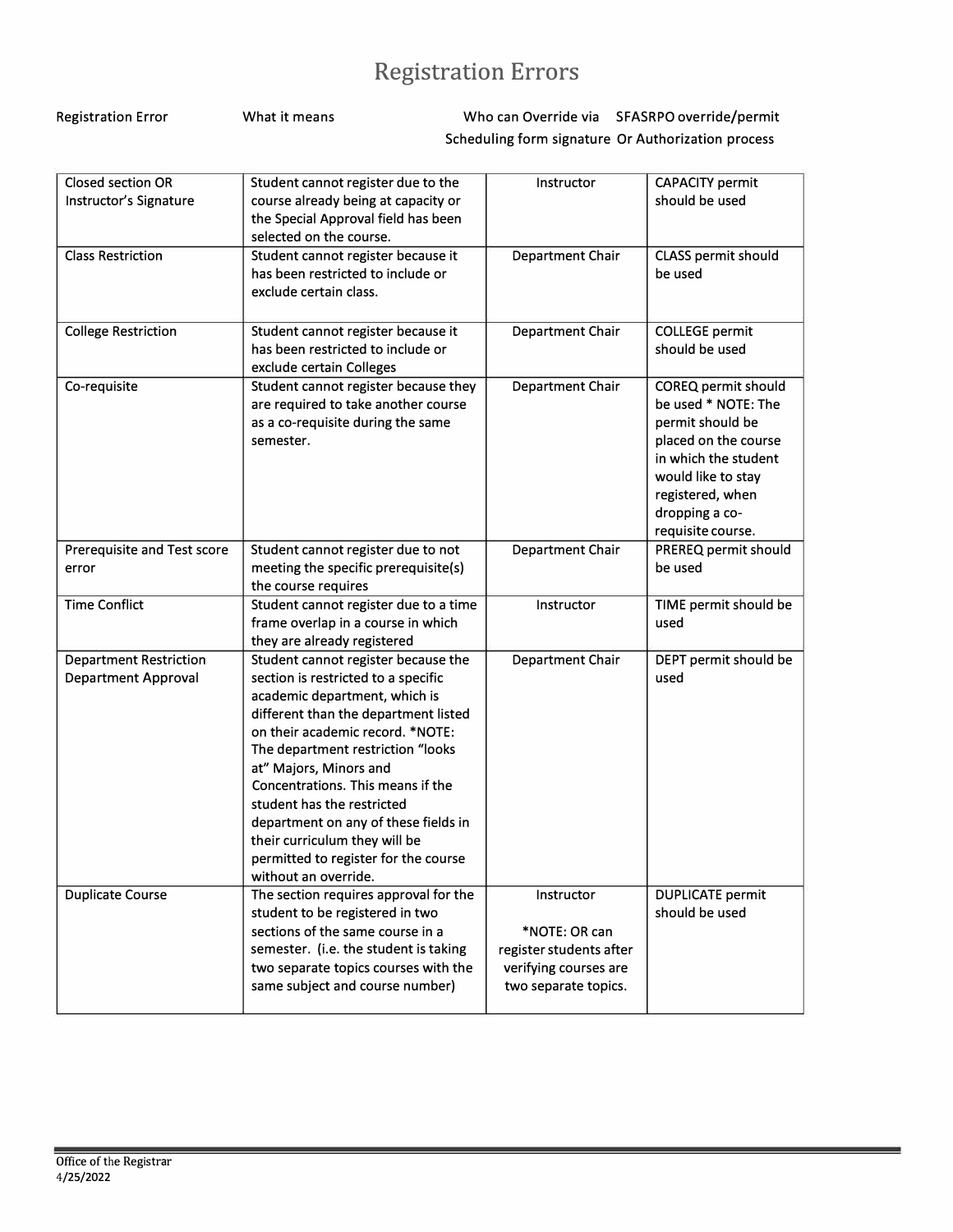# Registration Errors

| Registration Error | What it means | Who can Override via Scheduling form signature | SFASRPO override/permit Or Authorization process |
|---|---|---|---|
| Closed section OR Instructor's Signature | Student cannot register due to the course already being at capacity or the Special Approval field has been selected on the course. | Instructor | CAPACITY permit should be used |
| Class Restriction | Student cannot register because it has been restricted to include or exclude certain class. | Department Chair | CLASS permit should be used |
| College Restriction | Student cannot register because it has been restricted to include or exclude certain Colleges | Department Chair | COLLEGE permit should be used |
| Co-requisite | Student cannot register because they are required to take another course as a co-requisite during the same semester. | Department Chair | COREQ permit should be used * NOTE: The permit should be placed on the course in which the student would like to stay registered, when dropping a co-requisite course. |
| Prerequisite and Test score error | Student cannot register due to not meeting the specific prerequisite(s) the course requires | Department Chair | PREREQ permit should be used |
| Time Conflict | Student cannot register due to a time frame overlap in a course in which they are already registered | Instructor | TIME permit should be used |
| Department Restriction Department Approval | Student cannot register because the section is restricted to a specific academic department, which is different than the department listed on their academic record. *NOTE: The department restriction "looks at" Majors, Minors and Concentrations. This means if the student has the restricted department on any of these fields in their curriculum they will be permitted to register for the course without an override. | Department Chair | DEPT permit should be used |
| Duplicate Course | The section requires approval for the student to be registered in two sections of the same course in a semester. (i.e. the student is taking two separate topics courses with the same subject and course number) | Instructor<br><br>*NOTE: OR can register students after verifying courses are two separate topics. | DUPLICATE permit should be used |

Office of the Registrar
4/25/2022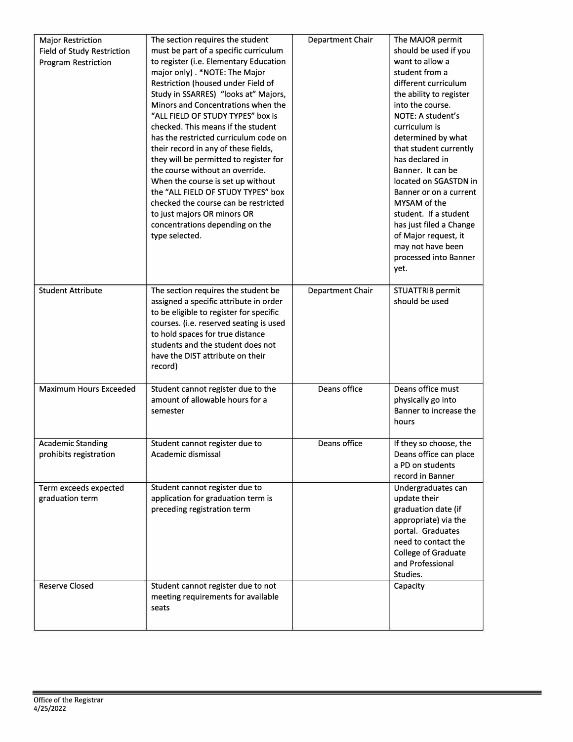| | | | |
|---|---|---|---|
| Major Restriction<br>Field of Study Restriction<br>Program Restriction | The section requires the student must be part of a specific curriculum to register (i.e. Elementary Education major only) . *NOTE: The Major Restriction (housed under Field of Study in SSARRES) "looks at" Majors, Minors and Concentrations when the "ALL FIELD OF STUDY TYPES" box is checked. This means if the student has the restricted curriculum code on their record in any of these fields, they will be permitted to register for the course without an override. When the course is set up without the "ALL FIELD OF STUDY TYPES" box checked the course can be restricted to just majors OR minors OR concentrations depending on the type selected. | Department Chair | The MAJOR permit should be used if you want to allow a student from a different curriculum the ability to register into the course. NOTE: A student's curriculum is determined by what that student currently has declared in Banner. It can be located on SGASTDN in Banner or on a current MYSAM of the student. If a student has just filed a Change of Major request, it may not have been processed into Banner yet. |
| Student Attribute | The section requires the student be assigned a specific attribute in order to be eligible to register for specific courses. (i.e. reserved seating is used to hold spaces for true distance students and the student does not have the DIST attribute on their record) | Department Chair | STUATTRIB permit should be used |
| Maximum Hours Exceeded | Student cannot register due to the amount of allowable hours for a semester | Deans office | Deans office must physically go into Banner to increase the hours |
| Academic Standing prohibits registration | Student cannot register due to Academic dismissal | Deans office | If they so choose, the Deans office can place a PD on students record in Banner |
| Term exceeds expected graduation term | Student cannot register due to application for graduation term is preceding registration term | | Undergraduates can update their graduation date (if appropriate) via the portal. Graduates need to contact the College of Graduate and Professional Studies. |
| Reserve Closed | Student cannot register due to not meeting requirements for available seats | | Capacity |

Office of the Registrar
4/25/2022